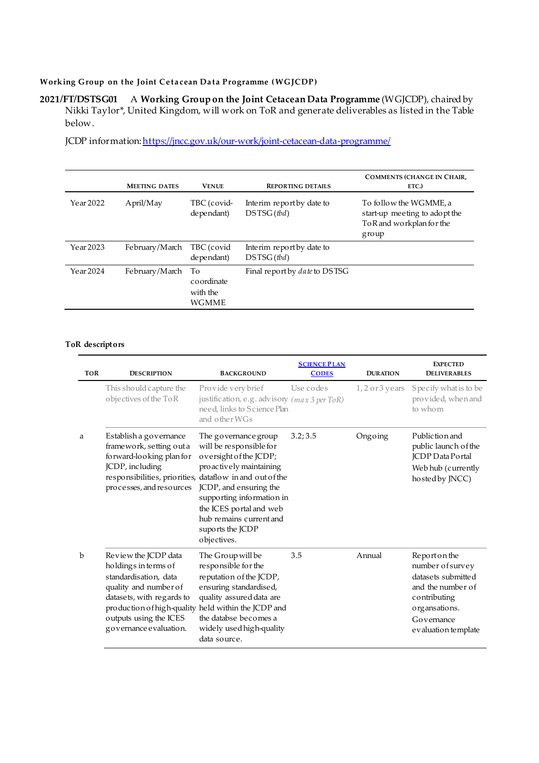**Working Group on the Joint Cetacean Data Programme (WGJCDP)**

**2021/FT/DSTSG01** A **Working Group on the Joint Cetacean Data Programme** (WGJCDP), chaired by Nikki Taylor*, United Kingdom, will work on ToR and generate deliverables as listed in the Table below.

JCDP information: https://jncc.gov.uk/our-work/joint-cetacean-data-programme/

| | MEETING DATES | VENUE | REPORTING DETAILS | COMMENTS (CHANGE IN CHAIR, ETC.) |
|---|---|---|---|---|
| Year 2022 | April/May | TBC (covid-dependant) | Interim report by date to DSTSG (*tbd*) | To follow the WGMME, a start-up meeting to adopt the ToR and workplan for the group |
| Year 2023 | February/March | TBC (covid dependant) | Interim report by date to DSTSG (*tbd*) | |
| Year 2024 | February/March | To coordinate with the WGMME | Final report by *date* to DSTSG | |

**ToR descriptors**

| TOR | DESCRIPTION | BACKGROUND | SCIENCE PLAN CODES | DURATION | EXPECTED DELIVERABLES |
|---|---|---|---|---|---|
| | This should capture the objectives of the ToR | Provide very brief justification, e.g. advisory need, links to Science Plan and other WGs | Use codes *(max 3 per ToR)* | 1, 2 or 3 years | Specify what is to be provided, when and to whom |
| a | Establish a governance framework, setting out a forward-looking plan for JCDP, including responsibilities, priorities, processes, and resources | The governance group will be responsible for oversight of the JCDP; proactively maintaining dataflow in and out of the JCDP, and ensuring the supporting information in the ICES portal and web hub remains current and suports the JCDP objectives. | 3.2; 3.5 | Ongoing | Publiction and public launch of the JCDP Data Portal Web hub (currently hosted by JNCC) |
| b | Review the JCDP data holdings in terms of standardisation, data quality and number of datasets, with regards to production of high-quality outputs using the ICES governance evaluation. | The Group will be responsible for the reputation of the JCDP, ensuring standardised, quality assured data are held within the JCDP and the database becomes a widely used high-quality data source. | 3.5 | Annual | Report on the number of survey datasets submitted and the number of contributing organsations. Governance evaluation template |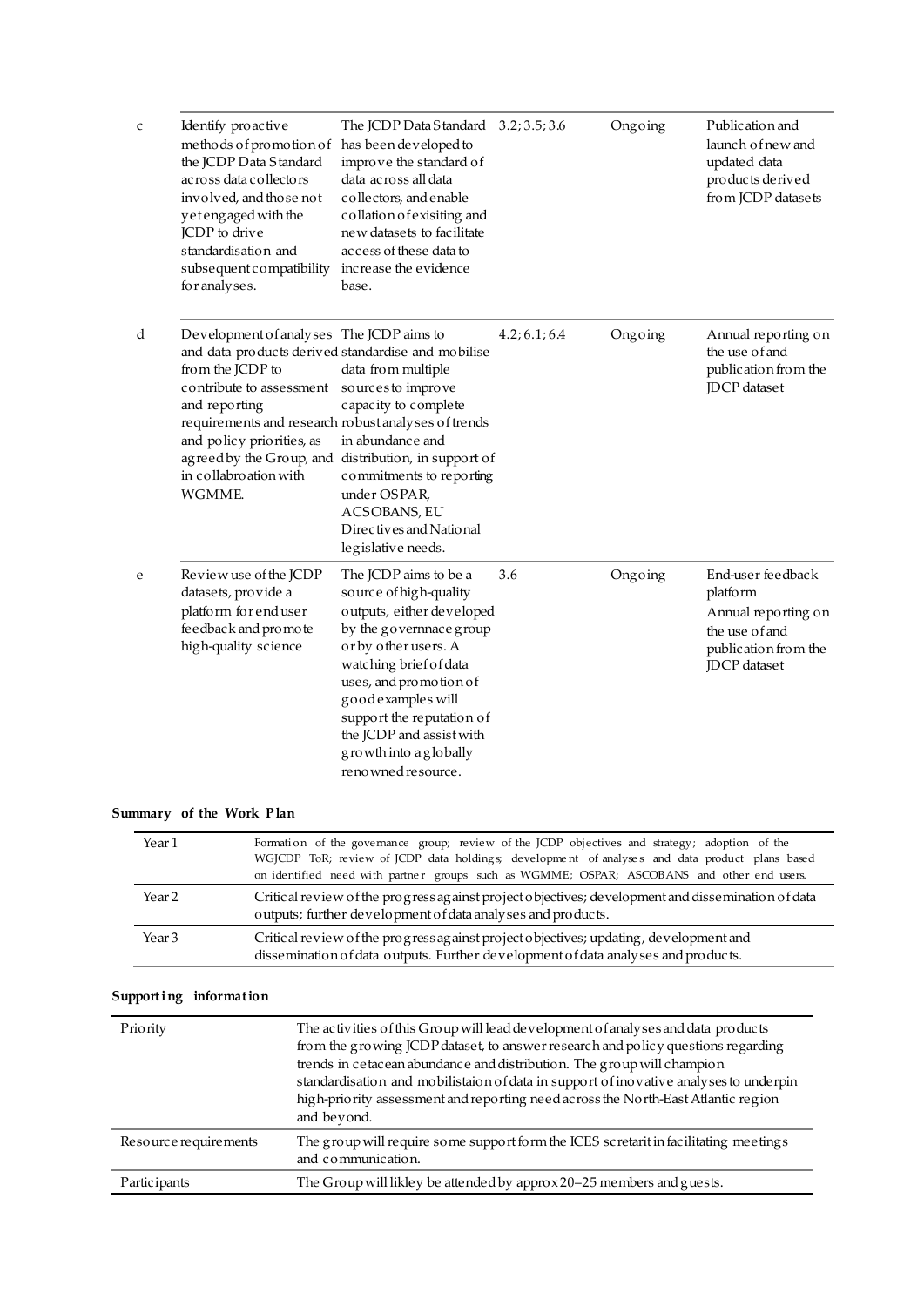| | | | | | |
|---|---|---|---|---|---|
| c | Identify proactive methods of promotion of the JCDP Data Standard across data collectors involved, and those not yet engaged with the JCDP to drive standardisation and subsequent compatibility for analyses. | The JCDP Data Standard has been developed to improve the standard of data across all data collectors, and enable collation of exisiting and new datasets to facilitate access of these data to increase the evidence base. | 3.2; 3.5; 3.6 | Ongoing | Publication and launch of new and updated data products derived from JCDP datasets |
| d | Development of analyses and data products derived from the JCDP to contribute to assessment and reporting requirements and research and policy priorities, as agreed by the Group, and in collabroation with WGMME. | The JCDP aims to standardise and mobilise data from multiple sources to improve capacity to complete robust analyses of trends in abundance and distribution, in support of commitments to reporting under OSPAR, ACSOBANS, EU Directives and National legislative needs. | 4.2; 6.1; 6.4 | Ongoing | Annual reporting on the use of and publication from the JDCP dataset |
| e | Review use of the JCDP datasets, provide a platform for end user feedback and promote high-quality science | The JCDP aims to be a source of high-quality outputs, either developed by the governace group or by other users. A watching brief of data uses, and promotion of good examples will support the reputation of the JCDP and assist with growth into a globally renowned resource. | 3.6 | Ongoing | End-user feedback platform<br>Annual reporting on the use of and publication from the JDCP dataset |

**Summary of the Work Plan**

| | |
|---|---|
| Year 1 | Formation of the governance group; review of the JCDP objectives and strategy; adoption of the WGJCDP ToR; review of JCDP data holdings; development of analyses and data product plans based on identified need with partner groups such as WGMME; OSPAR; ASCOBANS and other end users. |
| Year 2 | Critical review of the progress against project objectives; development and dissemination of data outputs; further development of data analyses and products. |
| Year 3 | Critical review of the progress against project objectives; updating, development and dissemination of data outputs. Further development of data analyses and products. |

**Supporting information**

| | |
|---|---|
| Priority | The activities of this Group will lead development of analyses and data products from the growing JCDP dataset, to answer research and policy questions regarding trends in cetacean abundance and distribution. The group will champion standardisation and mobilistaion of data in support of inovative analyses to underpin high-priority assessment and reporting need across the North-East Atlantic region and beyond. |
| Resource requirements | The group will require some support form the ICES scretarit in facilitating meetings and communication. |
| Participants | The Group will likley be attended by approx 20–25 members and guests. |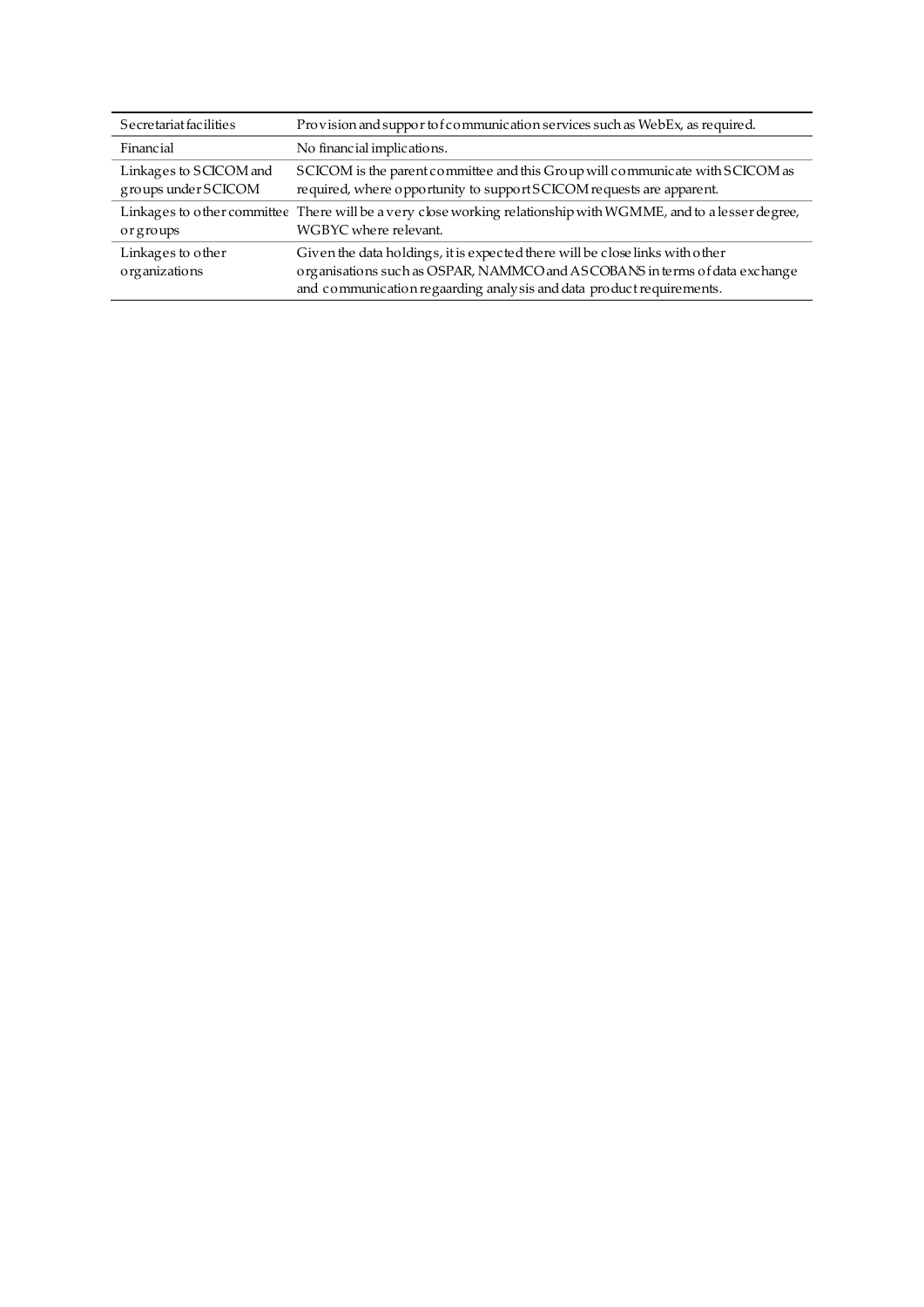| | |
|---|---|
| Secretariat facilities | Provision and suppor t of communication services such as WebEx, as required. |
| Financial | No financial implications. |
| Linkages to SCICOM and groups under SCICOM | SCICOM is the parent committee and this Group will communicate with SCICOM as required, where opportunity to support SCICOM requests are apparent. |
| Linkages to other committee or groups | There will be a very close working relationship with WGMME, and to a lesser degree, WGBYC where relevant. |
| Linkages to other organizations | Given the data holdings, it is expected there will be close links with other organisations such as OSPAR, NAMMCO and ASCOBANS in terms of data exchange and communication regaarding analysis and data product requirements. |